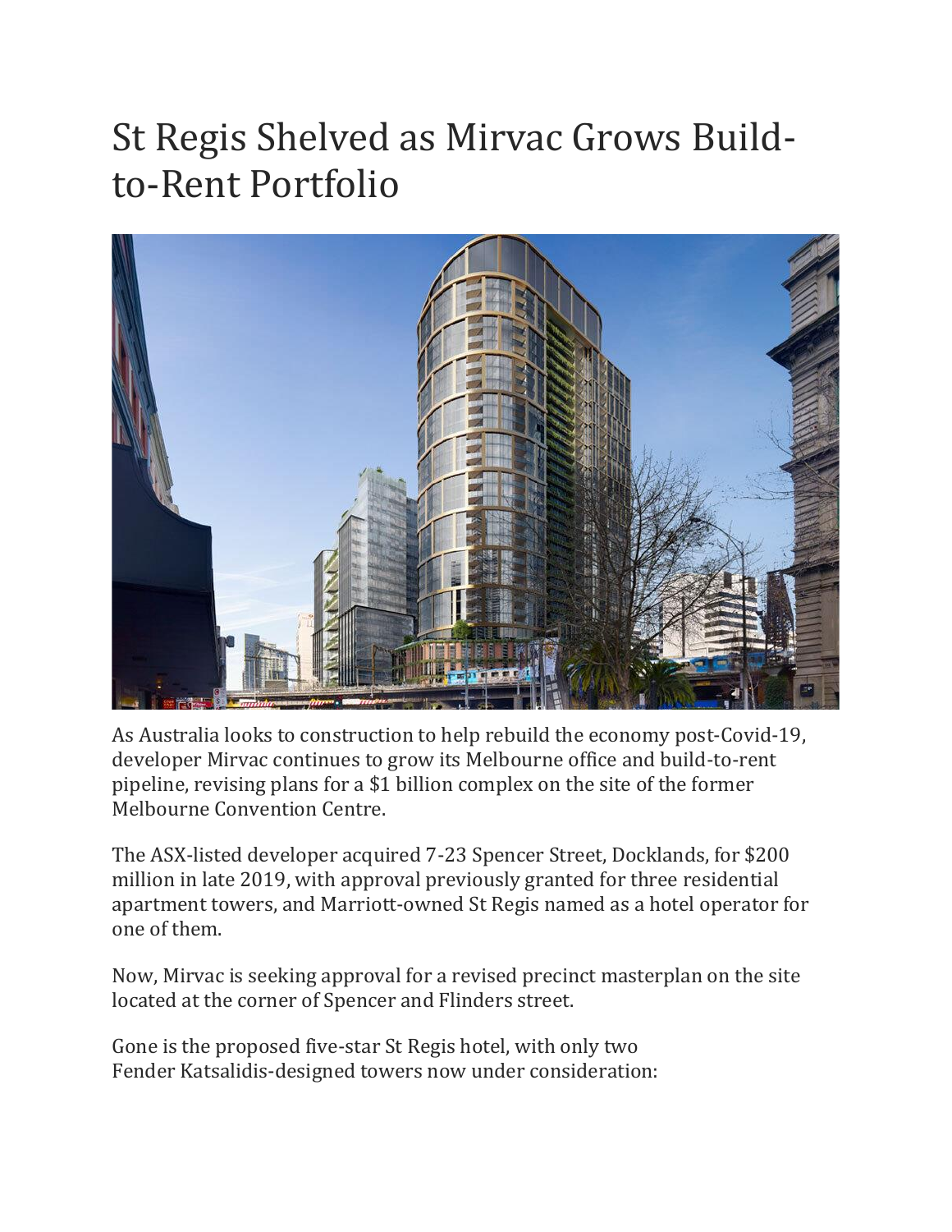# St Regis Shelved as Mirvac Grows Build-to-Rent Portfolio

As Australia looks to construction to help rebuild the economy post-Covid-19, developer Mirvac continues to grow its Melbourne office and build-to-rent pipeline, revising plans for a $1 billion complex on the site of the former Melbourne Convention Centre.

The ASX-listed developer acquired 7-23 Spencer Street, Docklands, for $200 million in late 2019, with approval previously granted for three residential apartment towers, and Marriott-owned St Regis named as a hotel operator for one of them.

Now, Mirvac is seeking approval for a revised precinct masterplan on the site located at the corner of Spencer and Flinders street.

Gone is the proposed five-star St Regis hotel, with only two Fender Katsalidis-designed towers now under consideration: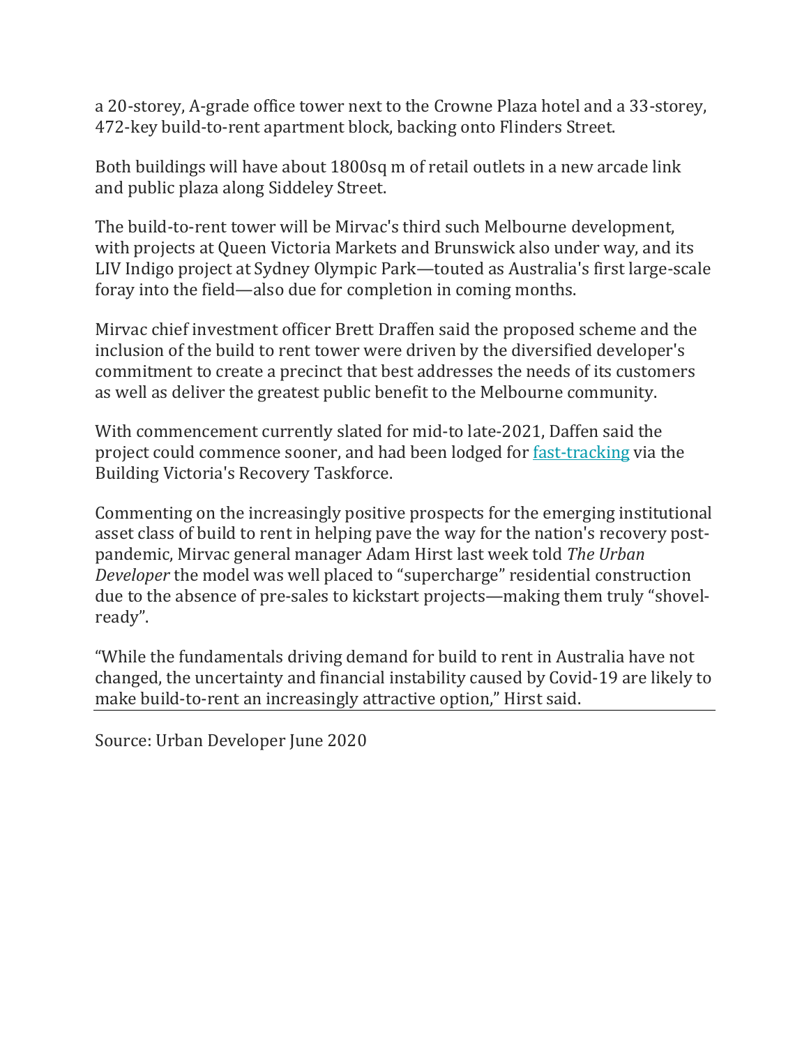a 20-storey, A-grade office tower next to the Crowne Plaza hotel and a 33-storey, 472-key build-to-rent apartment block, backing onto Flinders Street.

Both buildings will have about 1800sq m of retail outlets in a new arcade link and public plaza along Siddeley Street.

The build-to-rent tower will be Mirvac's third such Melbourne development, with projects at Queen Victoria Markets and Brunswick also under way, and its LIV Indigo project at Sydney Olympic Park—touted as Australia's first large-scale foray into the field—also due for completion in coming months.

Mirvac chief investment officer Brett Draffen said the proposed scheme and the inclusion of the build to rent tower were driven by the diversified developer's commitment to create a precinct that best addresses the needs of its customers as well as deliver the greatest public benefit to the Melbourne community.

With commencement currently slated for mid-to late-2021, Daffen said the project could commence sooner, and had been lodged for fast-tracking via the Building Victoria's Recovery Taskforce.

Commenting on the increasingly positive prospects for the emerging institutional asset class of build to rent in helping pave the way for the nation's recovery post-pandemic, Mirvac general manager Adam Hirst last week told *The Urban Developer* the model was well placed to "supercharge" residential construction due to the absence of pre-sales to kickstart projects—making them truly "shovel-ready".

"While the fundamentals driving demand for build to rent in Australia have not changed, the uncertainty and financial instability caused by Covid-19 are likely to make build-to-rent an increasingly attractive option," Hirst said.

---

Source: Urban Developer June 2020